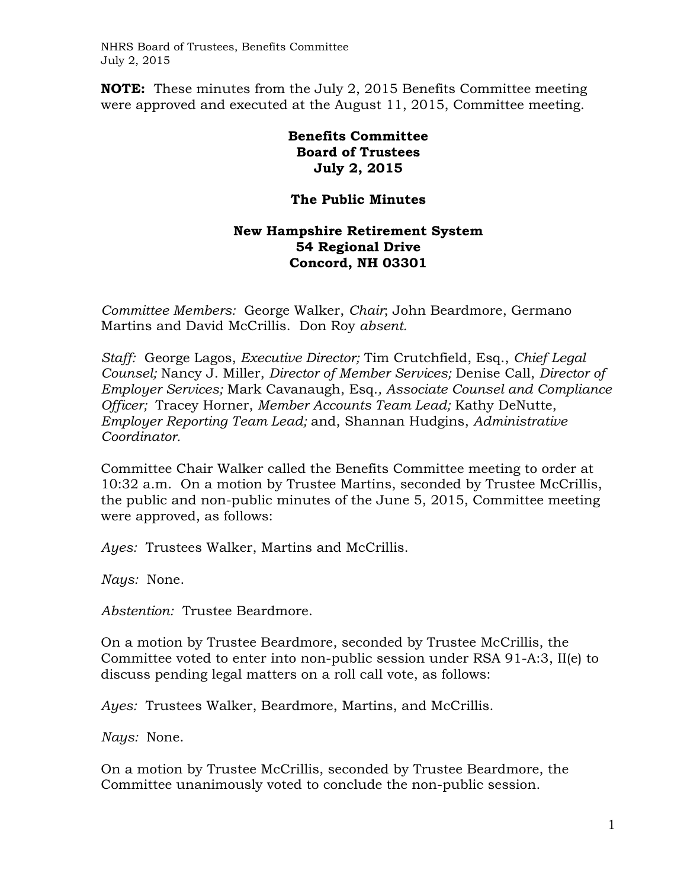**NOTE:** These minutes from the July 2, 2015 Benefits Committee meeting were approved and executed at the August 11, 2015, Committee meeting.

# Benefits Committee
# Board of Trustees
# July 2, 2015

## The Public Minutes

## New Hampshire Retirement System
## 54 Regional Drive
## Concord, NH 03301

*Committee Members:* George Walker, *Chair*; John Beardmore, Germano Martins and David McCrillis. Don Roy *absent.*

*Staff:* George Lagos, *Executive Director;* Tim Crutchfield, Esq., *Chief Legal Counsel;* Nancy J. Miller, *Director of Member Services;* Denise Call, *Director of Employer Services;* Mark Cavanaugh, Esq., *Associate Counsel and Compliance Officer;* Tracey Horner, *Member Accounts Team Lead;* Kathy DeNutte, *Employer Reporting Team Lead;* and, Shannan Hudgins, *Administrative Coordinator*.

Committee Chair Walker called the Benefits Committee meeting to order at 10:32 a.m. On a motion by Trustee Martins, seconded by Trustee McCrillis, the public and non-public minutes of the June 5, 2015, Committee meeting were approved, as follows:

*Ayes:* Trustees Walker, Martins and McCrillis.

*Nays:* None.

*Abstention:* Trustee Beardmore.

On a motion by Trustee Beardmore, seconded by Trustee McCrillis, the Committee voted to enter into non-public session under RSA 91-A:3, II(e) to discuss pending legal matters on a roll call vote, as follows:

*Ayes:* Trustees Walker, Beardmore, Martins, and McCrillis.

*Nays:* None.

On a motion by Trustee McCrillis, seconded by Trustee Beardmore, the Committee unanimously voted to conclude the non-public session.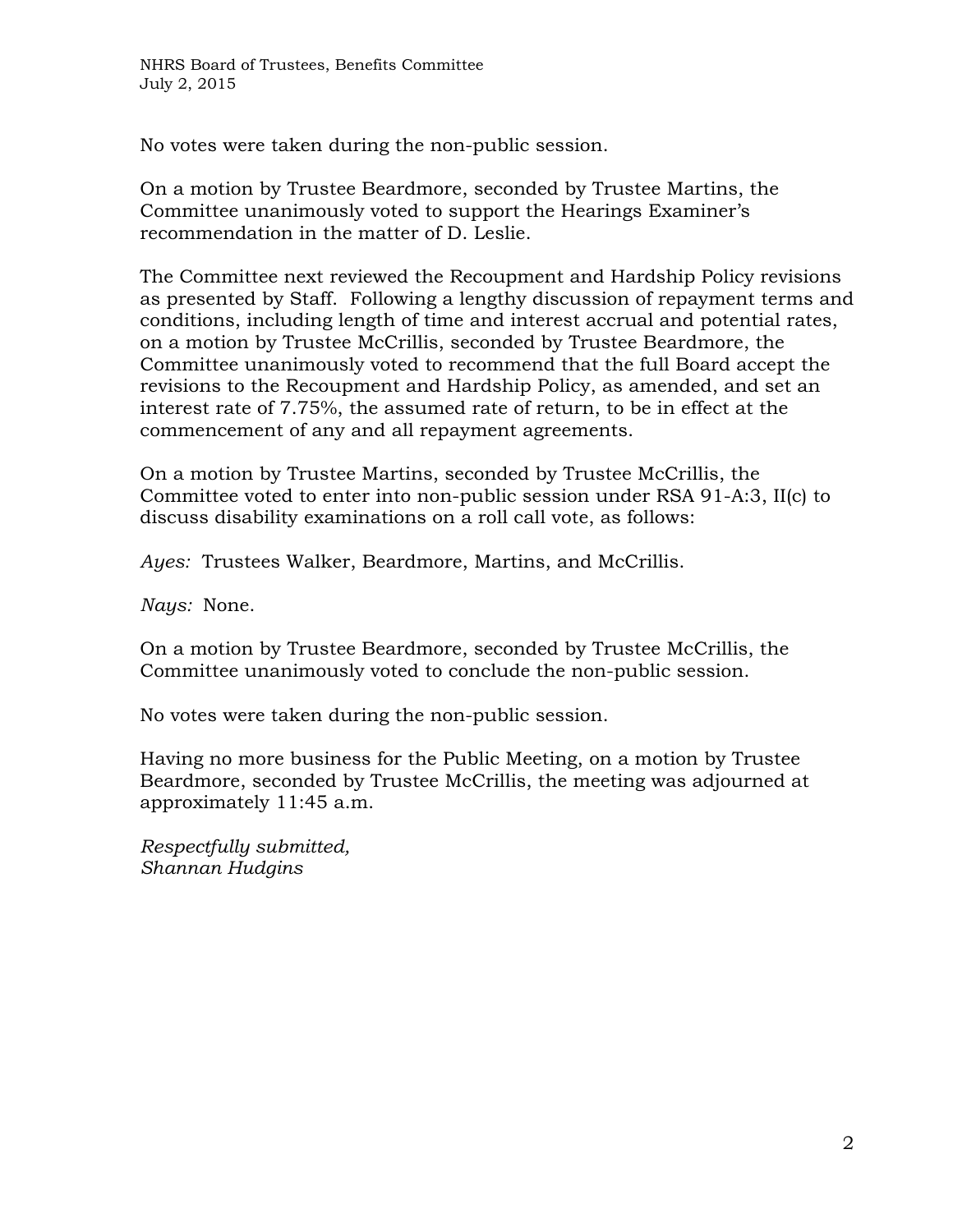No votes were taken during the non-public session.

On a motion by Trustee Beardmore, seconded by Trustee Martins, the Committee unanimously voted to support the Hearings Examiner's recommendation in the matter of D. Leslie.

The Committee next reviewed the Recoupment and Hardship Policy revisions as presented by Staff. Following a lengthy discussion of repayment terms and conditions, including length of time and interest accrual and potential rates, on a motion by Trustee McCrillis, seconded by Trustee Beardmore, the Committee unanimously voted to recommend that the full Board accept the revisions to the Recoupment and Hardship Policy, as amended, and set an interest rate of 7.75%, the assumed rate of return, to be in effect at the commencement of any and all repayment agreements.

On a motion by Trustee Martins, seconded by Trustee McCrillis, the Committee voted to enter into non-public session under RSA 91-A:3, II(c) to discuss disability examinations on a roll call vote, as follows:

*Ayes:* Trustees Walker, Beardmore, Martins, and McCrillis.

*Nays:* None.

On a motion by Trustee Beardmore, seconded by Trustee McCrillis, the Committee unanimously voted to conclude the non-public session.

No votes were taken during the non-public session.

Having no more business for the Public Meeting, on a motion by Trustee Beardmore, seconded by Trustee McCrillis, the meeting was adjourned at approximately 11:45 a.m.

*Respectfully submitted,*
*Shannan Hudgins*